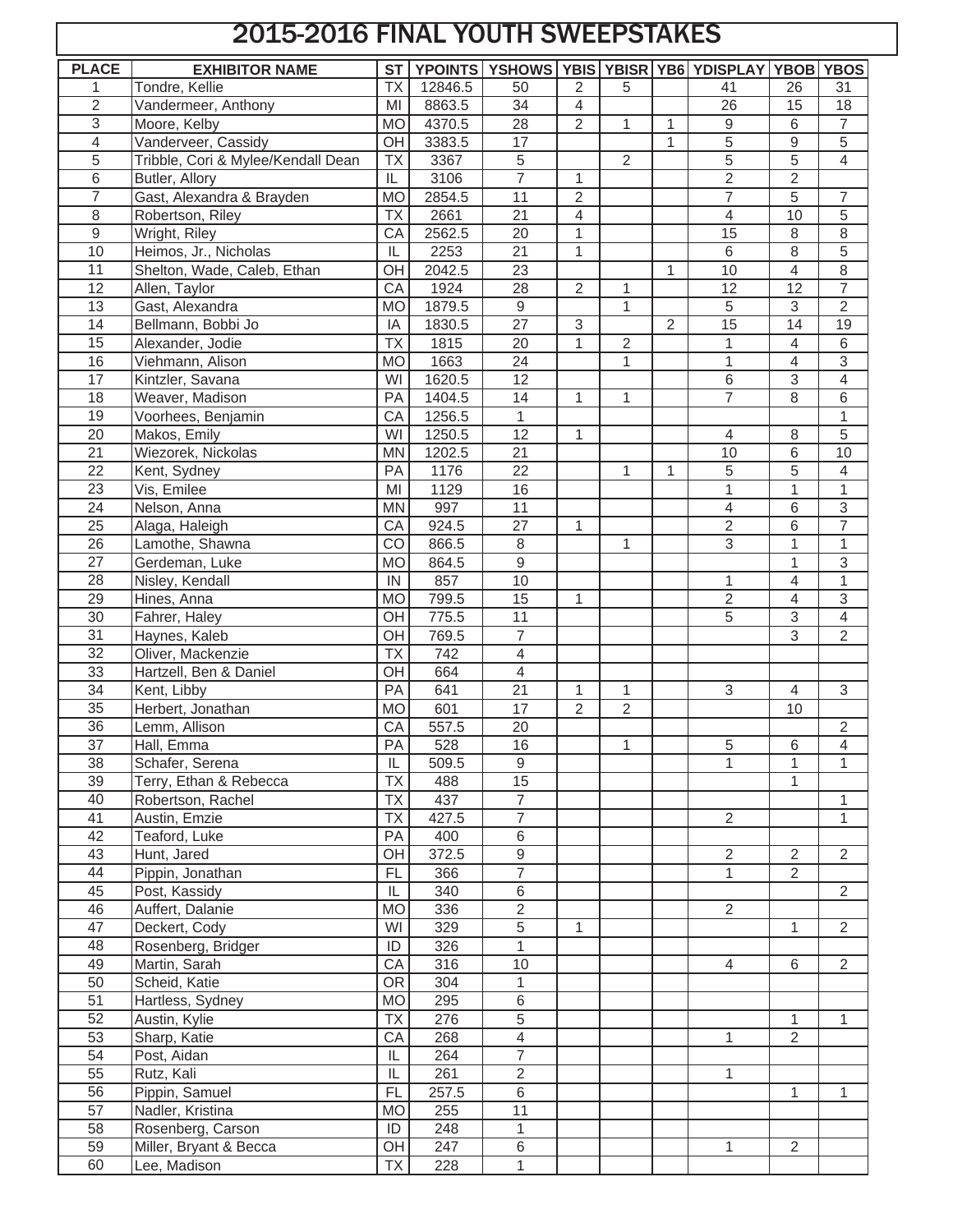# 2015-2016 FINAL YOUTH SWEEPSTAKES

| PLACE | EXHIBITOR NAME | ST | YPOINTS | YSHOWS | YBIS | YBISR | YB6 | YDISPLAY | YBOB | YBOS |
|---|---|---|---|---|---|---|---|---|---|---|
| 1 | Tondre, Kellie | TX | 12846.5 | 50 | 2 | 5 | | 41 | 26 | 31 |
| 2 | Vandermeer, Anthony | MI | 8863.5 | 34 | 4 | | | 26 | 15 | 18 |
| 3 | Moore, Kelby | MO | 4370.5 | 28 | 2 | 1 | 1 | 9 | 6 | 7 |
| 4 | Vanderveer, Cassidy | OH | 3383.5 | 17 | | | 1 | 5 | 9 | 5 |
| 5 | Tribble, Cori & Mylee/Kendall Dean | TX | 3367 | 5 | | 2 | | 5 | 5 | 4 |
| 6 | Butler, Allory | IL | 3106 | 7 | 1 | | | 2 | 2 | |
| 7 | Gast, Alexandra & Brayden | MO | 2854.5 | 11 | 2 | | | 7 | 5 | 7 |
| 8 | Robertson, Riley | TX | 2661 | 21 | 4 | | | 4 | 10 | 5 |
| 9 | Wright, Riley | CA | 2562.5 | 20 | 1 | | | 15 | 8 | 8 |
| 10 | Heimos, Jr., Nicholas | IL | 2253 | 21 | 1 | | | 6 | 8 | 5 |
| 11 | Shelton, Wade, Caleb, Ethan | OH | 2042.5 | 23 | | | 1 | 10 | 4 | 8 |
| 12 | Allen, Taylor | CA | 1924 | 28 | 2 | 1 | | 12 | 12 | 7 |
| 13 | Gast, Alexandra | MO | 1879.5 | 9 | | 1 | | 5 | 3 | 2 |
| 14 | Bellmann, Bobbi Jo | IA | 1830.5 | 27 | 3 | | 2 | 15 | 14 | 19 |
| 15 | Alexander, Jodie | TX | 1815 | 20 | 1 | 2 | | 1 | 4 | 6 |
| 16 | Viehmann, Alison | MO | 1663 | 24 | | 1 | | 1 | 4 | 3 |
| 17 | Kintzler, Savana | WI | 1620.5 | 12 | | | | 6 | 3 | 4 |
| 18 | Weaver, Madison | PA | 1404.5 | 14 | 1 | 1 | | 7 | 8 | 6 |
| 19 | Voorhees, Benjamin | CA | 1256.5 | 1 | | | | | | 1 |
| 20 | Makos, Emily | WI | 1250.5 | 12 | 1 | | | 4 | 8 | 5 |
| 21 | Wiezorek, Nickolas | MN | 1202.5 | 21 | | | | 10 | 6 | 10 |
| 22 | Kent, Sydney | PA | 1176 | 22 | | 1 | 1 | 5 | 5 | 4 |
| 23 | Vis, Emilee | MI | 1129 | 16 | | | | 1 | 1 | 1 |
| 24 | Nelson, Anna | MN | 997 | 11 | | | | 4 | 6 | 3 |
| 25 | Alaga, Haleigh | CA | 924.5 | 27 | 1 | | | 2 | 6 | 7 |
| 26 | Lamothe, Shawna | CO | 866.5 | 8 | | 1 | | 3 | 1 | 1 |
| 27 | Gerdeman, Luke | MO | 864.5 | 9 | | | | | 1 | 3 |
| 28 | Nisley, Kendall | IN | 857 | 10 | | | | 1 | 4 | 1 |
| 29 | Hines, Anna | MO | 799.5 | 15 | 1 | | | 2 | 4 | 3 |
| 30 | Fahrer, Haley | OH | 775.5 | 11 | | | | 5 | 3 | 4 |
| 31 | Haynes, Kaleb | OH | 769.5 | 7 | | | | | 3 | 2 |
| 32 | Oliver, Mackenzie | TX | 742 | 4 | | | | | | |
| 33 | Hartzell, Ben & Daniel | OH | 664 | 4 | | | | | | |
| 34 | Kent, Libby | PA | 641 | 21 | 1 | 1 | | 3 | 4 | 3 |
| 35 | Herbert, Jonathan | MO | 601 | 17 | 2 | 2 | | | 10 | |
| 36 | Lemm, Allison | CA | 557.5 | 20 | | | | | | 2 |
| 37 | Hall, Emma | PA | 528 | 16 | | 1 | | 5 | 6 | 4 |
| 38 | Schafer, Serena | IL | 509.5 | 9 | | | | 1 | 1 | 1 |
| 39 | Terry, Ethan & Rebecca | TX | 488 | 15 | | | | | 1 | |
| 40 | Robertson, Rachel | TX | 437 | 7 | | | | | | 1 |
| 41 | Austin, Emzie | TX | 427.5 | 7 | | | | 2 | | 1 |
| 42 | Teaford, Luke | PA | 400 | 6 | | | | | | |
| 43 | Hunt, Jared | OH | 372.5 | 9 | | | | 2 | 2 | 2 |
| 44 | Pippin, Jonathan | FL | 366 | 7 | | | | 1 | 2 | |
| 45 | Post, Kassidy | IL | 340 | 6 | | | | | | 2 |
| 46 | Auffert, Dalanie | MO | 336 | 2 | | | | 2 | | |
| 47 | Deckert, Cody | WI | 329 | 5 | 1 | | | | 1 | 2 |
| 48 | Rosenberg, Bridger | ID | 326 | 1 | | | | | | |
| 49 | Martin, Sarah | CA | 316 | 10 | | | | 4 | 6 | 2 |
| 50 | Scheid, Katie | OR | 304 | 1 | | | | | | |
| 51 | Hartless, Sydney | MO | 295 | 6 | | | | | | |
| 52 | Austin, Kylie | TX | 276 | 5 | | | | | 1 | 1 |
| 53 | Sharp, Katie | CA | 268 | 4 | | | | 1 | 2 | |
| 54 | Post, Aidan | IL | 264 | 7 | | | | | | |
| 55 | Rutz, Kali | IL | 261 | 2 | | | | 1 | | |
| 56 | Pippin, Samuel | FL | 257.5 | 6 | | | | | 1 | 1 |
| 57 | Nadler, Kristina | MO | 255 | 11 | | | | | | |
| 58 | Rosenberg, Carson | ID | 248 | 1 | | | | | | |
| 59 | Miller, Bryant & Becca | OH | 247 | 6 | | | | 1 | 2 | |
| 60 | Lee, Madison | TX | 228 | 1 | | | | | | |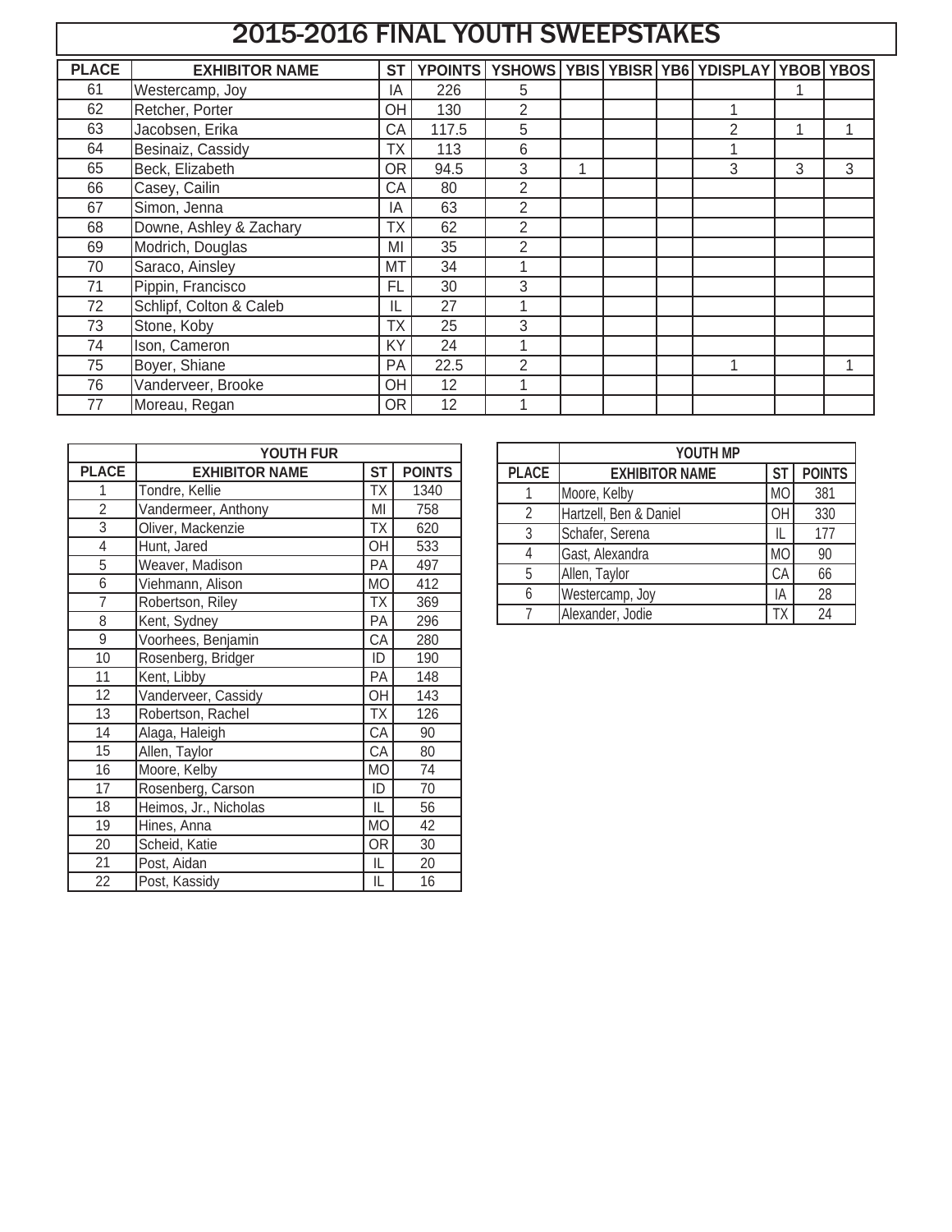# 2015-2016 FINAL YOUTH SWEEPSTAKES

| PLACE | EXHIBITOR NAME | ST | YPOINTS | YSHOWS | YBIS | YBISR | YB6 | YDISPLAY | YBOB | YBOS |
|---|---|---|---|---|---|---|---|---|---|---|
| 61 | Westercamp, Joy | IA | 226 | 5 | | | | | 1 | |
| 62 | Retcher, Porter | OH | 130 | 2 | | | | 1 | | |
| 63 | Jacobsen, Erika | CA | 117.5 | 5 | | | | 2 | 1 | 1 |
| 64 | Besinaiz, Cassidy | TX | 113 | 6 | | | | 1 | | |
| 65 | Beck, Elizabeth | OR | 94.5 | 3 | 1 | | | 3 | 3 | 3 |
| 66 | Casey, Cailin | CA | 80 | 2 | | | | | | |
| 67 | Simon, Jenna | IA | 63 | 2 | | | | | | |
| 68 | Downe, Ashley & Zachary | TX | 62 | 2 | | | | | | |
| 69 | Modrich, Douglas | MI | 35 | 2 | | | | | | |
| 70 | Saraco, Ainsley | MT | 34 | 1 | | | | | | |
| 71 | Pippin, Francisco | FL | 30 | 3 | | | | | | |
| 72 | Schlipf, Colton & Caleb | IL | 27 | 1 | | | | | | |
| 73 | Stone, Koby | TX | 25 | 3 | | | | | | |
| 74 | Ison, Cameron | KY | 24 | 1 | | | | | | |
| 75 | Boyer, Shiane | PA | 22.5 | 2 | | | | 1 | | 1 |
| 76 | Vanderveer, Brooke | OH | 12 | 1 | | | | | | |
| 77 | Moreau, Regan | OR | 12 | 1 | | | | | | |

| | YOUTH FUR | | |
|---|---|---|---|
| PLACE | EXHIBITOR NAME | ST | POINTS |
| 1 | Tondre, Kellie | TX | 1340 |
| 2 | Vandermeer, Anthony | MI | 758 |
| 3 | Oliver, Mackenzie | TX | 620 |
| 4 | Hunt, Jared | OH | 533 |
| 5 | Weaver, Madison | PA | 497 |
| 6 | Viehmann, Alison | MO | 412 |
| 7 | Robertson, Riley | TX | 369 |
| 8 | Kent, Sydney | PA | 296 |
| 9 | Voorhees, Benjamin | CA | 280 |
| 10 | Rosenberg, Bridger | ID | 190 |
| 11 | Kent, Libby | PA | 148 |
| 12 | Vanderveer, Cassidy | OH | 143 |
| 13 | Robertson, Rachel | TX | 126 |
| 14 | Alaga, Haleigh | CA | 90 |
| 15 | Allen, Taylor | CA | 80 |
| 16 | Moore, Kelby | MO | 74 |
| 17 | Rosenberg, Carson | ID | 70 |
| 18 | Heimos, Jr., Nicholas | IL | 56 |
| 19 | Hines, Anna | MO | 42 |
| 20 | Scheid, Katie | OR | 30 |
| 21 | Post, Aidan | IL | 20 |
| 22 | Post, Kassidy | IL | 16 |

| | YOUTH MP | | |
|---|---|---|---|
| PLACE | EXHIBITOR NAME | ST | POINTS |
| 1 | Moore, Kelby | MO | 381 |
| 2 | Hartzell, Ben & Daniel | OH | 330 |
| 3 | Schafer, Serena | IL | 177 |
| 4 | Gast, Alexandra | MO | 90 |
| 5 | Allen, Taylor | CA | 66 |
| 6 | Westercamp, Joy | IA | 28 |
| 7 | Alexander, Jodie | TX | 24 |